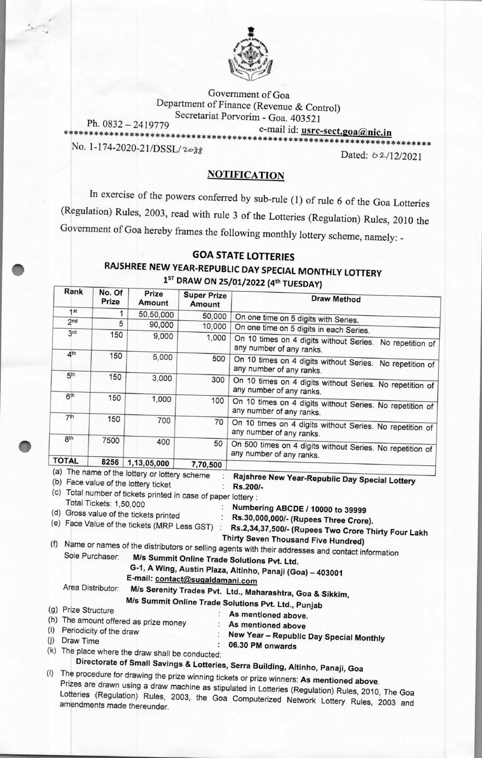Government of Goa

Department of Finance (Revenue & Control)

Secretariat Porvorim - Goa. 403521

Ph. 0832 – 2419779 e-mail id: usrc-sect.goa@nic.in

No. 1-174-2020-21/DSSL/2088 Dated: 02/12/2021

## NOTIFICATION

In exercise of the powers conferred by sub-rule (1) of rule 6 of the Goa Lotteries (Regulation) Rules, 2003, read with rule 3 of the Lotteries (Regulation) Rules, 2010 the Government of Goa hereby frames the following monthly lottery scheme, namely: -

### GOA STATE LOTTERIES

### RAJSHREE NEW YEAR-REPUBLIC DAY SPECIAL MONTHLY LOTTERY

### 1ST DRAW ON 25/01/2022 (4th TUESDAY)

| Rank | No. Of Prize | Prize Amount | Super Prize Amount | Draw Method |
|---|---|---|---|---|
| 1st | 1 | 50,50,000 | 50,000 | On one time on 5 digits with Series. |
| 2nd | 5 | 90,000 | 10,000 | On one time on 5 digits in each Series. |
| 3rd | 150 | 9,000 | 1,000 | On 10 times on 4 digits without Series. No repetition of any number of any ranks. |
| 4th | 150 | 5,000 | 500 | On 10 times on 4 digits without Series. No repetition of any number of any ranks. |
| 5th | 150 | 3,000 | 300 | On 10 times on 4 digits without Series. No repetition of any number of any ranks. |
| 6th | 150 | 1,000 | 100 | On 10 times on 4 digits without Series. No repetition of any number of any ranks. |
| 7th | 150 | 700 | 70 | On 10 times on 4 digits without Series. No repetition of any number of any ranks. |
| 8th | 7500 | 400 | 50 | On 500 times on 4 digits without Series. No repetition of any number of any ranks. |
| TOTAL | 8256 | 1,13,05,000 | 7,70,500 | |

(a) The name of the lottery or lottery scheme : **Rajshree New Year-Republic Day Special Lottery**

(b) Face value of the lottery ticket : **Rs.200/-**

(c) Total number of tickets printed in case of paper lottery :
Total Tickets: 1,50,000 : **Numbering ABCDE / 10000 to 39999**

(d) Gross value of the tickets printed : **Rs.30,000,000/- (Rupees Three Crore).**

(e) Face Value of the tickets (MRP Less GST) : **Rs.2,34,37,500/- (Rupees Two Crore Thirty Four Lakh Thirty Seven Thousand Five Hundred)**

(f) Name or names of the distributors or selling agents with their addresses and contact information

Sole Purchaser: **M/s Summit Online Trade Solutions Pvt. Ltd.**
**G-1, A Wing, Austin Plaza, Altinho, Panaji (Goa) – 403001**
**E-mail: contact@sugaldamani.com**

Area Distributor: **M/s Serenity Trades Pvt. Ltd., Maharashtra, Goa & Sikkim,**
**M/s Summit Online Trade Solutions Pvt. Ltd., Punjab**

(g) Prize Structure : **As mentioned above.**

(h) The amount offered as prize money : **As mentioned above**

(i) Periodicity of the draw : **New Year – Republic Day Special Monthly**

(j) Draw Time : **06.30 PM onwards**

(k) The place where the draw shall be conducted:
**Directorate of Small Savings & Lotteries, Serra Building, Altinho, Panaji, Goa**

(l) The procedure for drawing the prize winning tickets or prize winners: **As mentioned above.**
Prizes are drawn using a draw machine as stipulated in Lotteries (Regulation) Rules, 2010, The Goa Lotteries (Regulation) Rules, 2003, the Goa Computerized Network Lottery Rules, 2003 and amendments made thereunder.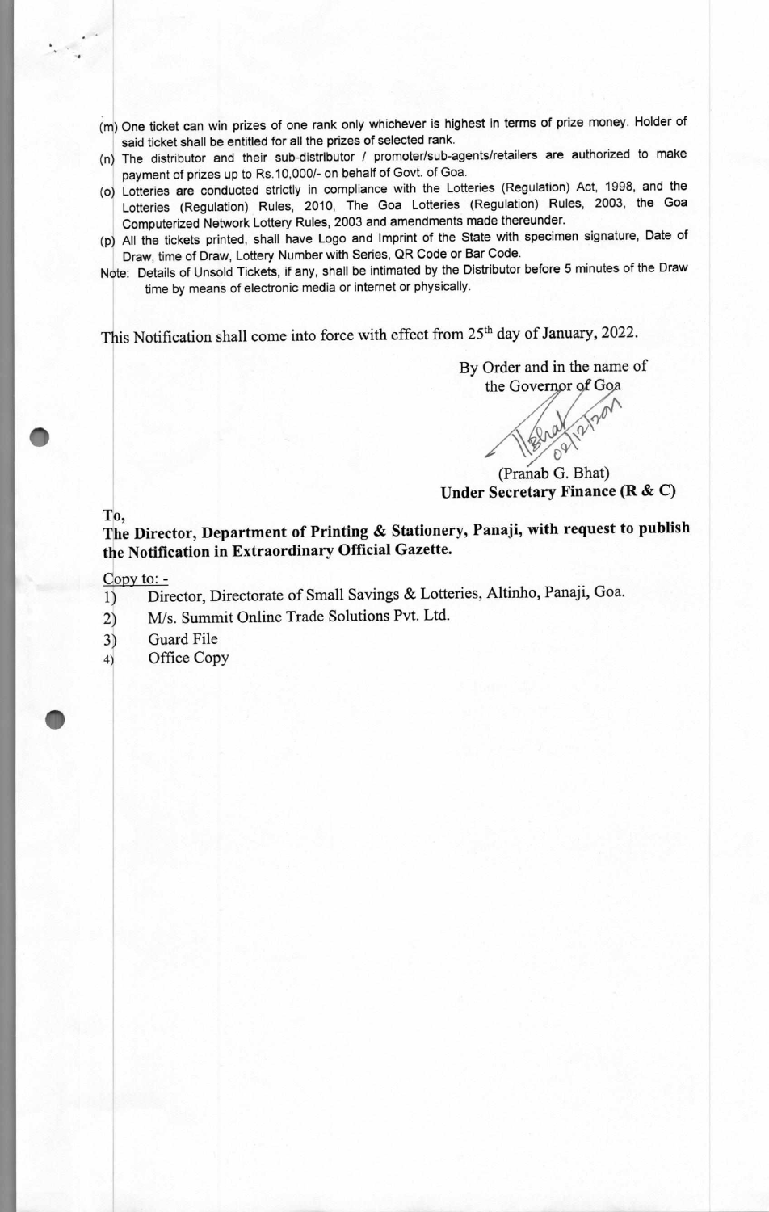(m) One ticket can win prizes of one rank only whichever is highest in terms of prize money. Holder of said ticket shall be entitled for all the prizes of selected rank.

(n) The distributor and their sub-distributor / promoter/sub-agents/retailers are authorized to make payment of prizes up to Rs.10,000/- on behalf of Govt. of Goa.

(o) Lotteries are conducted strictly in compliance with the Lotteries (Regulation) Act, 1998, and the Lotteries (Regulation) Rules, 2010, The Goa Lotteries (Regulation) Rules, 2003, the Goa Computerized Network Lottery Rules, 2003 and amendments made thereunder.

(p) All the tickets printed, shall have Logo and Imprint of the State with specimen signature, Date of Draw, time of Draw, Lottery Number with Series, QR Code or Bar Code.

Note: Details of Unsold Tickets, if any, shall be intimated by the Distributor before 5 minutes of the Draw time by means of electronic media or internet or physically.

This Notification shall come into force with effect from 25th day of January, 2022.

By Order and in the name of
the Governor of Goa

(Pranab G. Bhat)
**Under Secretary Finance (R & C)**

**To,**
**The Director, Department of Printing & Stationery, Panaji, with request to publish the Notification in Extraordinary Official Gazette.**

Copy to: -

1) Director, Directorate of Small Savings & Lotteries, Altinho, Panaji, Goa.
2) M/s. Summit Online Trade Solutions Pvt. Ltd.
3) Guard File
4) Office Copy